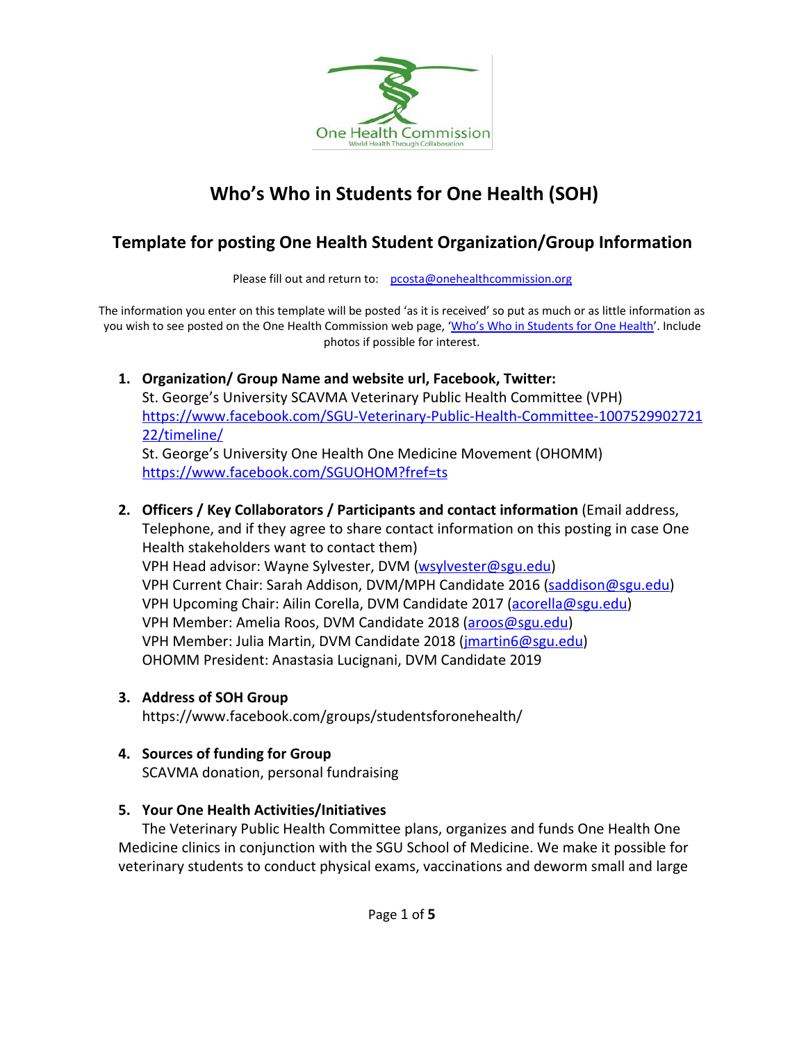# Who's Who in Students for One Health (SOH)

## Template for posting One Health Student Organization/Group Information

Please fill out and return to: [pcosta@onehealthcommission.org](mailto:pcosta@onehealthcommission.org)

The information you enter on this template will be posted 'as it is received' so put as much or as little information as you wish to see posted on the One Health Commission web page, '[Who's Who in Students for One Health](#)'. Include photos if possible for interest.

1. **Organization/ Group Name and website url, Facebook, Twitter:**
   St. George's University SCAVMA Veterinary Public Health Committee (VPH)
   [https://www.facebook.com/SGU-Veterinary-Public-Health-Committee-100752990272122/timeline/](https://www.facebook.com/SGU-Veterinary-Public-Health-Committee-100752990272122/timeline/)
   St. George's University One Health One Medicine Movement (OHOMM)
   [https://www.facebook.com/SGUOHOM?fref=ts](https://www.facebook.com/SGUOHOM?fref=ts)

2. **Officers / Key Collaborators / Participants and contact information** (Email address, Telephone, and if they agree to share contact information on this posting in case One Health stakeholders want to contact them)
   VPH Head advisor: Wayne Sylvester, DVM ([wsylvester@sgu.edu](mailto:wsylvester@sgu.edu))
   VPH Current Chair: Sarah Addison, DVM/MPH Candidate 2016 ([saddison@sgu.edu](mailto:saddison@sgu.edu))
   VPH Upcoming Chair: Ailin Corella, DVM Candidate 2017 ([acorella@sgu.edu](mailto:acorella@sgu.edu))
   VPH Member: Amelia Roos, DVM Candidate 2018 ([aroos@sgu.edu](mailto:aroos@sgu.edu))
   VPH Member: Julia Martin, DVM Candidate 2018 ([jmartin6@sgu.edu](mailto:jmartin6@sgu.edu))
   OHOMM President: Anastasia Lucignani, DVM Candidate 2019

3. **Address of SOH Group**
   https://www.facebook.com/groups/studentsforonehealth/

4. **Sources of funding for Group**
   SCAVMA donation, personal fundraising

5. **Your One Health Activities/Initiatives**
   The Veterinary Public Health Committee plans, organizes and funds One Health One Medicine clinics in conjunction with the SGU School of Medicine. We make it possible for veterinary students to conduct physical exams, vaccinations and deworm small and large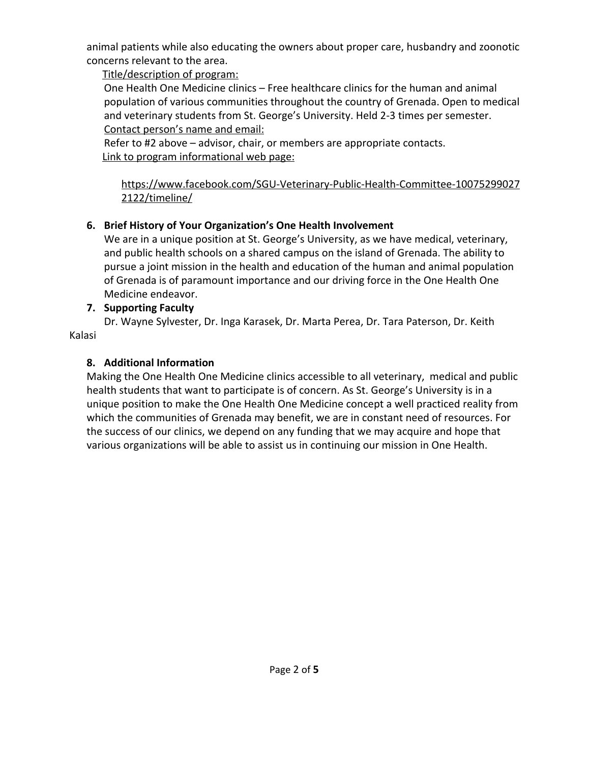animal patients while also educating the owners about proper care, husbandry and zoonotic concerns relevant to the area.

Title/description of program:

One Health One Medicine clinics – Free healthcare clinics for the human and animal population of various communities throughout the country of Grenada. Open to medical and veterinary students from St. George's University. Held 2-3 times per semester.

Contact person's name and email:

Refer to #2 above – advisor, chair, or members are appropriate contacts.

Link to program informational web page:

https://www.facebook.com/SGU-Veterinary-Public-Health-Committee-100752990272122/timeline/

6. **Brief History of Your Organization's One Health Involvement**

We are in a unique position at St. George's University, as we have medical, veterinary, and public health schools on a shared campus on the island of Grenada. The ability to pursue a joint mission in the health and education of the human and animal population of Grenada is of paramount importance and our driving force in the One Health One Medicine endeavor.

7. **Supporting Faculty**

Dr. Wayne Sylvester, Dr. Inga Karasek, Dr. Marta Perea, Dr. Tara Paterson, Dr. Keith Kalasi

8. **Additional Information**

Making the One Health One Medicine clinics accessible to all veterinary, medical and public health students that want to participate is of concern. As St. George's University is in a unique position to make the One Health One Medicine concept a well practiced reality from which the communities of Grenada may benefit, we are in constant need of resources. For the success of our clinics, we depend on any funding that we may acquire and hope that various organizations will be able to assist us in continuing our mission in One Health.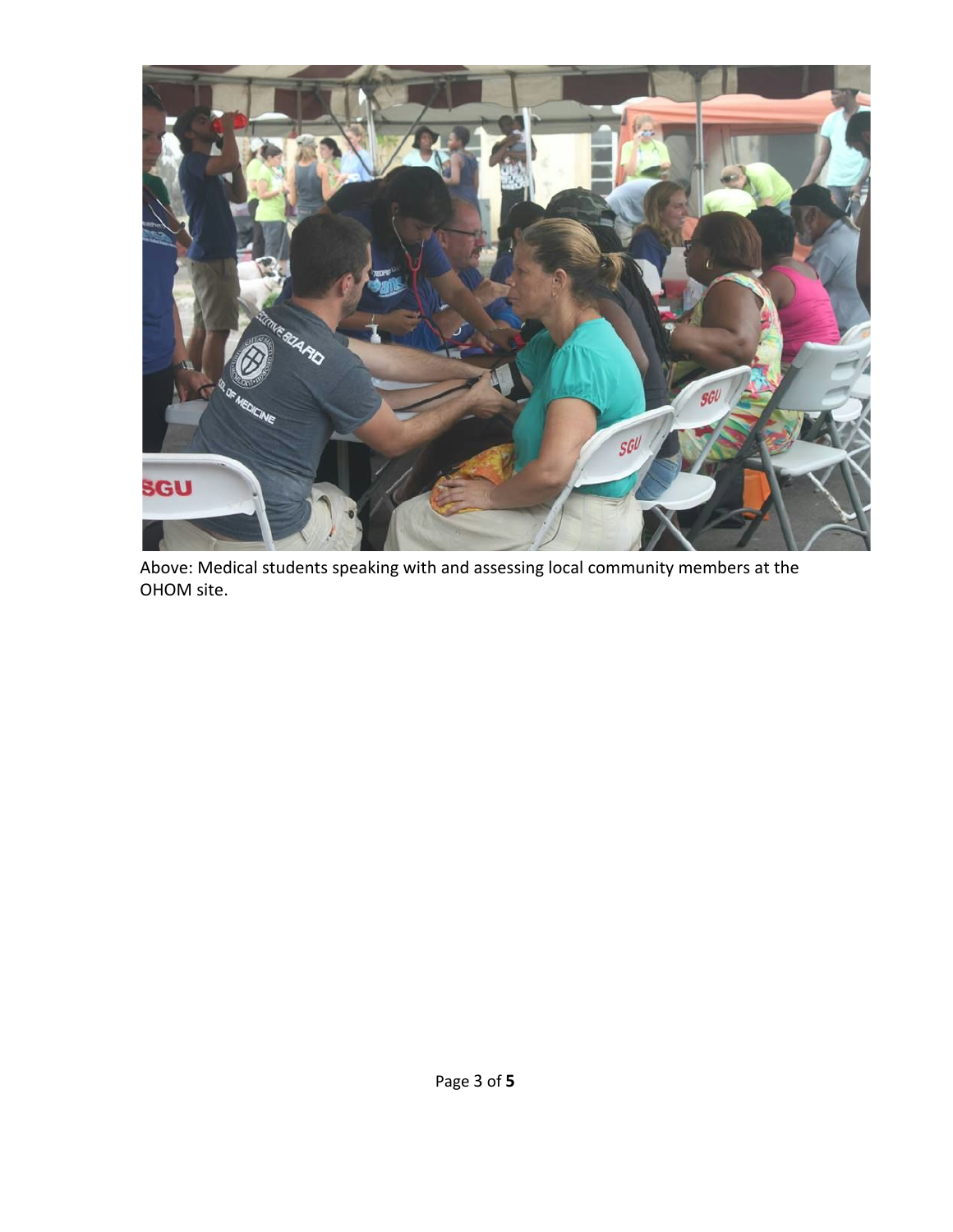Above: Medical students speaking with and assessing local community members at the OHOM site.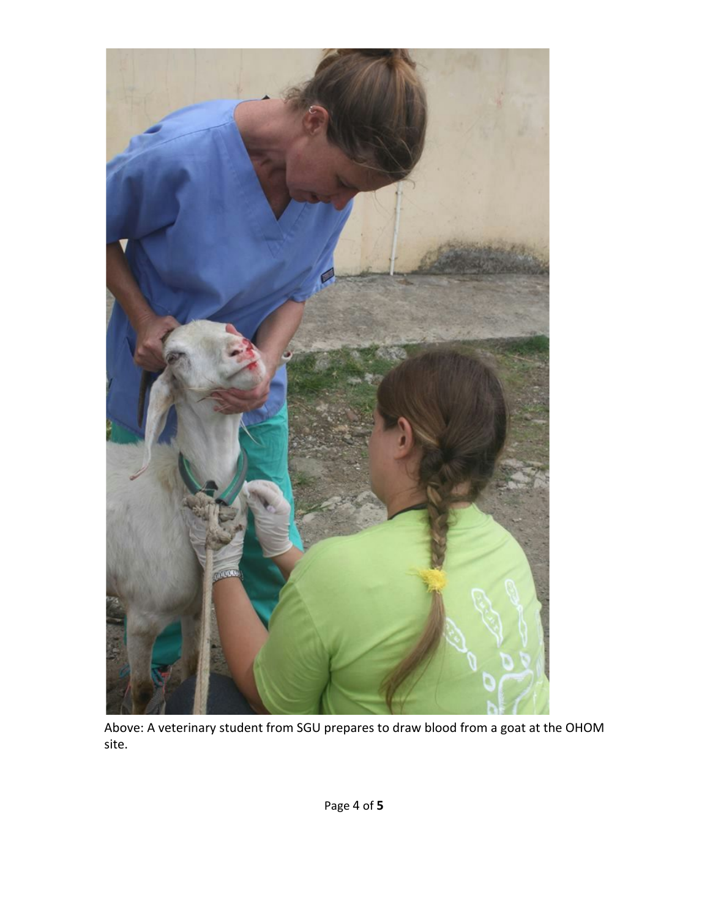Above: A veterinary student from SGU prepares to draw blood from a goat at the OHOM site.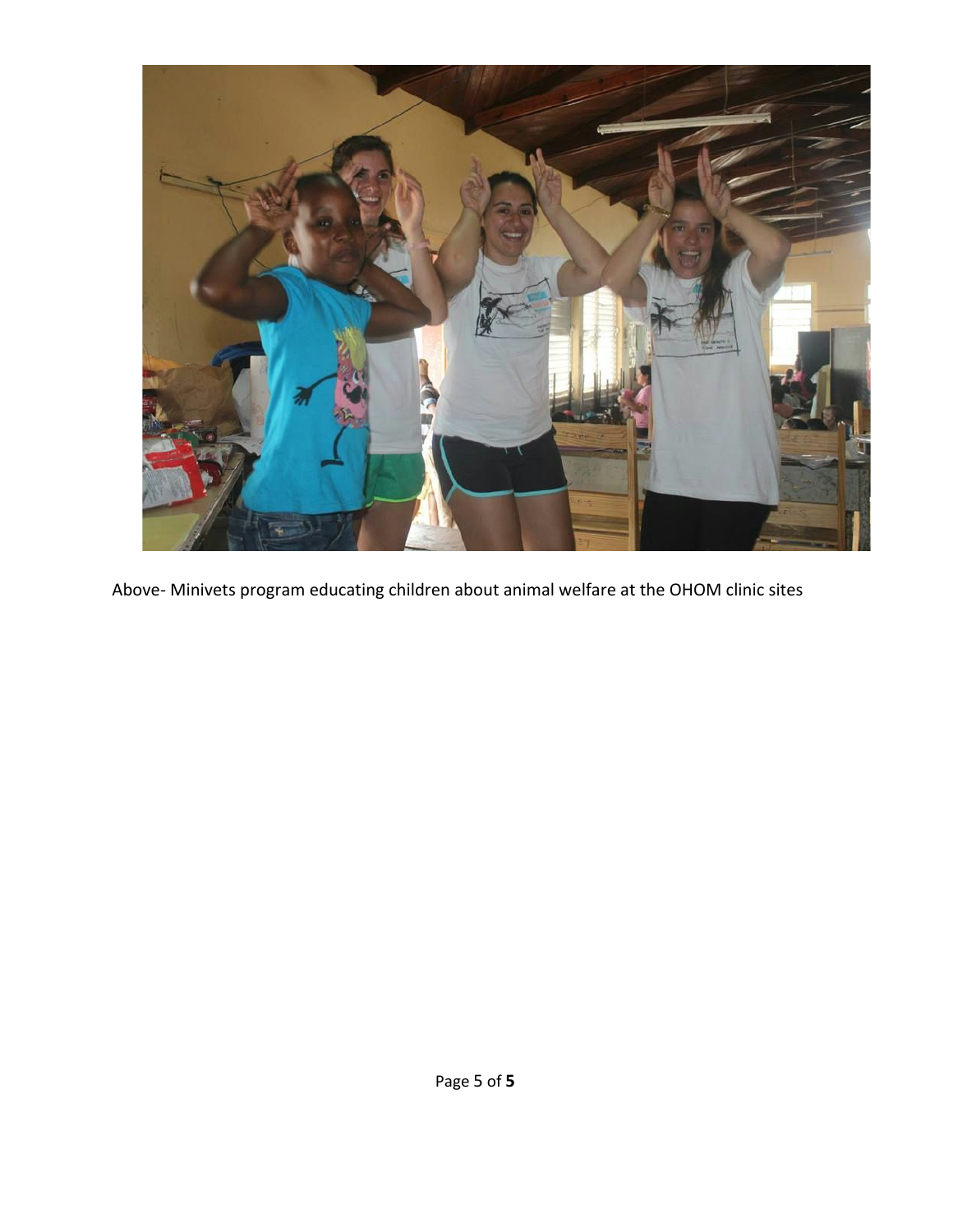Above- Minivets program educating children about animal welfare at the OHOM clinic sites